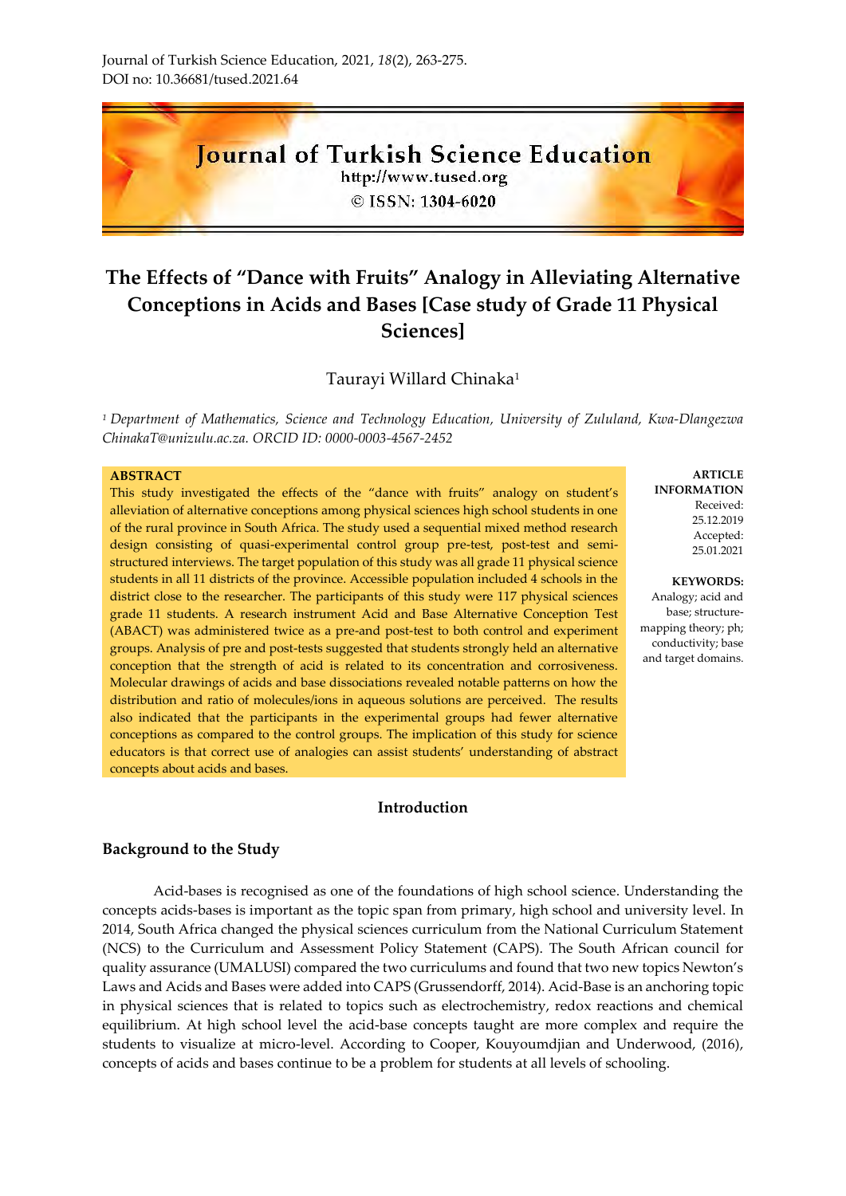Journal of Turkish Science Education, 2021, *18*(2), 263-275.
DOI no: 10.36681/tused.2021.64

Journal of Turkish Science Education
http://www.tused.org
© ISSN: 1304-6020

# The Effects of "Dance with Fruits" Analogy in Alleviating Alternative Conceptions in Acids and Bases [Case study of Grade 11 Physical Sciences]

Taurayi Willard Chinaka[1]

[1] *Department of Mathematics, Science and Technology Education, University of Zululand, Kwa-Dlangezwa ChinakaT@unizulu.ac.za. ORCID ID: 0000-0003-4567-2452*

**ABSTRACT**

This study investigated the effects of the "dance with fruits" analogy on student's alleviation of alternative conceptions among physical sciences high school students in one of the rural province in South Africa. The study used a sequential mixed method research design consisting of quasi-experimental control group pre-test, post-test and semi-structured interviews. The target population of this study was all grade 11 physical science students in all 11 districts of the province. Accessible population included 4 schools in the district close to the researcher. The participants of this study were 117 physical sciences grade 11 students. A research instrument Acid and Base Alternative Conception Test (ABACT) was administered twice as a pre-and post-test to both control and experiment groups. Analysis of pre and post-tests suggested that students strongly held an alternative conception that the strength of acid is related to its concentration and corrosiveness. Molecular drawings of acids and base dissociations revealed notable patterns on how the distribution and ratio of molecules/ions in aqueous solutions are perceived. The results also indicated that the participants in the experimental groups had fewer alternative conceptions as compared to the control groups. The implication of this study for science educators is that correct use of analogies can assist students' understanding of abstract concepts about acids and bases.

**ARTICLE INFORMATION**
Received: 25.12.2019
Accepted: 25.01.2021

**KEYWORDS:**
Analogy; acid and base; structure-mapping theory; ph; conductivity; base and target domains.

## Introduction

### Background to the Study

Acid-bases is recognised as one of the foundations of high school science. Understanding the concepts acids-bases is important as the topic span from primary, high school and university level. In 2014, South Africa changed the physical sciences curriculum from the National Curriculum Statement (NCS) to the Curriculum and Assessment Policy Statement (CAPS). The South African council for quality assurance (UMALUSI) compared the two curriculums and found that two new topics Newton's Laws and Acids and Bases were added into CAPS (Grussendorff, 2014). Acid-Base is an anchoring topic in physical sciences that is related to topics such as electrochemistry, redox reactions and chemical equilibrium. At high school level the acid-base concepts taught are more complex and require the students to visualize at micro-level. According to Cooper, Kouyoumdjian and Underwood, (2016), concepts of acids and bases continue to be a problem for students at all levels of schooling.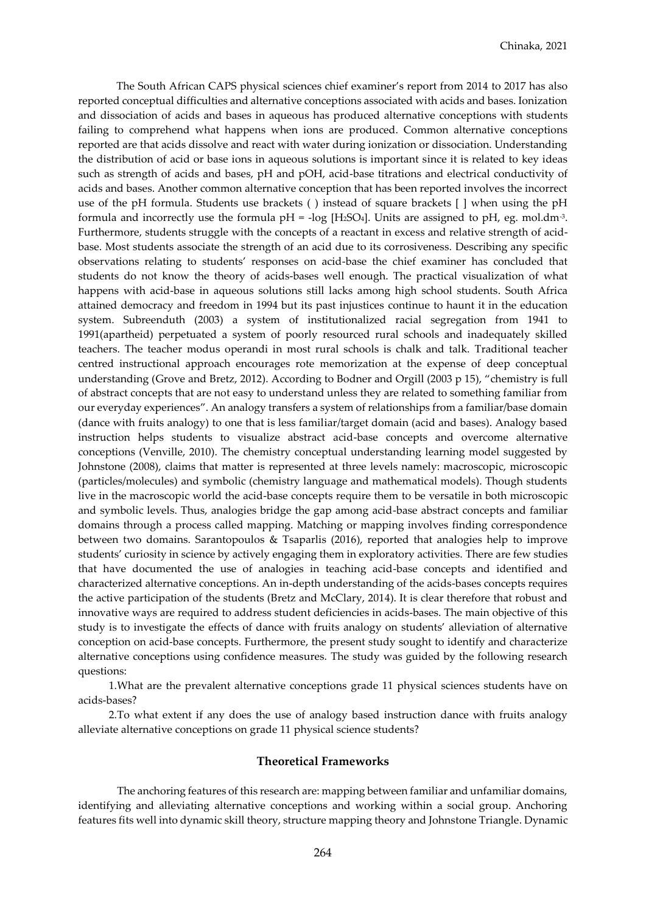The South African CAPS physical sciences chief examiner's report from 2014 to 2017 has also reported conceptual difficulties and alternative conceptions associated with acids and bases. Ionization and dissociation of acids and bases in aqueous has produced alternative conceptions with students failing to comprehend what happens when ions are produced. Common alternative conceptions reported are that acids dissolve and react with water during ionization or dissociation. Understanding the distribution of acid or base ions in aqueous solutions is important since it is related to key ideas such as strength of acids and bases, pH and pOH, acid-base titrations and electrical conductivity of acids and bases. Another common alternative conception that has been reported involves the incorrect use of the pH formula. Students use brackets ( ) instead of square brackets [ ] when using the pH formula and incorrectly use the formula pH = -log [$H_2SO_4$]. Units are assigned to pH, eg. mol.dm$^{-3}$. Furthermore, students struggle with the concepts of a reactant in excess and relative strength of acid-base. Most students associate the strength of an acid due to its corrosiveness. Describing any specific observations relating to students' responses on acid-base the chief examiner has concluded that students do not know the theory of acids-bases well enough. The practical visualization of what happens with acid-base in aqueous solutions still lacks among high school students. South Africa attained democracy and freedom in 1994 but its past injustices continue to haunt it in the education system. Subreenduth (2003) a system of institutionalized racial segregation from 1941 to 1991(apartheid) perpetuated a system of poorly resourced rural schools and inadequately skilled teachers. The teacher modus operandi in most rural schools is chalk and talk. Traditional teacher centred instructional approach encourages rote memorization at the expense of deep conceptual understanding (Grove and Bretz, 2012). According to Bodner and Orgill (2003 p 15), "chemistry is full of abstract concepts that are not easy to understand unless they are related to something familiar from our everyday experiences". An analogy transfers a system of relationships from a familiar/base domain (dance with fruits analogy) to one that is less familiar/target domain (acid and bases). Analogy based instruction helps students to visualize abstract acid-base concepts and overcome alternative conceptions (Venville, 2010). The chemistry conceptual understanding learning model suggested by Johnstone (2008), claims that matter is represented at three levels namely: macroscopic, microscopic (particles/molecules) and symbolic (chemistry language and mathematical models). Though students live in the macroscopic world the acid-base concepts require them to be versatile in both microscopic and symbolic levels. Thus, analogies bridge the gap among acid-base abstract concepts and familiar domains through a process called mapping. Matching or mapping involves finding correspondence between two domains. Sarantopoulos & Tsaparlis (2016), reported that analogies help to improve students' curiosity in science by actively engaging them in exploratory activities. There are few studies that have documented the use of analogies in teaching acid-base concepts and identified and characterized alternative conceptions. An in-depth understanding of the acids-bases concepts requires the active participation of the students (Bretz and McClary, 2014). It is clear therefore that robust and innovative ways are required to address student deficiencies in acids-bases. The main objective of this study is to investigate the effects of dance with fruits analogy on students' alleviation of alternative conception on acid-base concepts. Furthermore, the present study sought to identify and characterize alternative conceptions using confidence measures. The study was guided by the following research questions:

1.What are the prevalent alternative conceptions grade 11 physical sciences students have on acids-bases?

2.To what extent if any does the use of analogy based instruction dance with fruits analogy alleviate alternative conceptions on grade 11 physical science students?

## Theoretical Frameworks

The anchoring features of this research are: mapping between familiar and unfamiliar domains, identifying and alleviating alternative conceptions and working within a social group. Anchoring features fits well into dynamic skill theory, structure mapping theory and Johnstone Triangle. Dynamic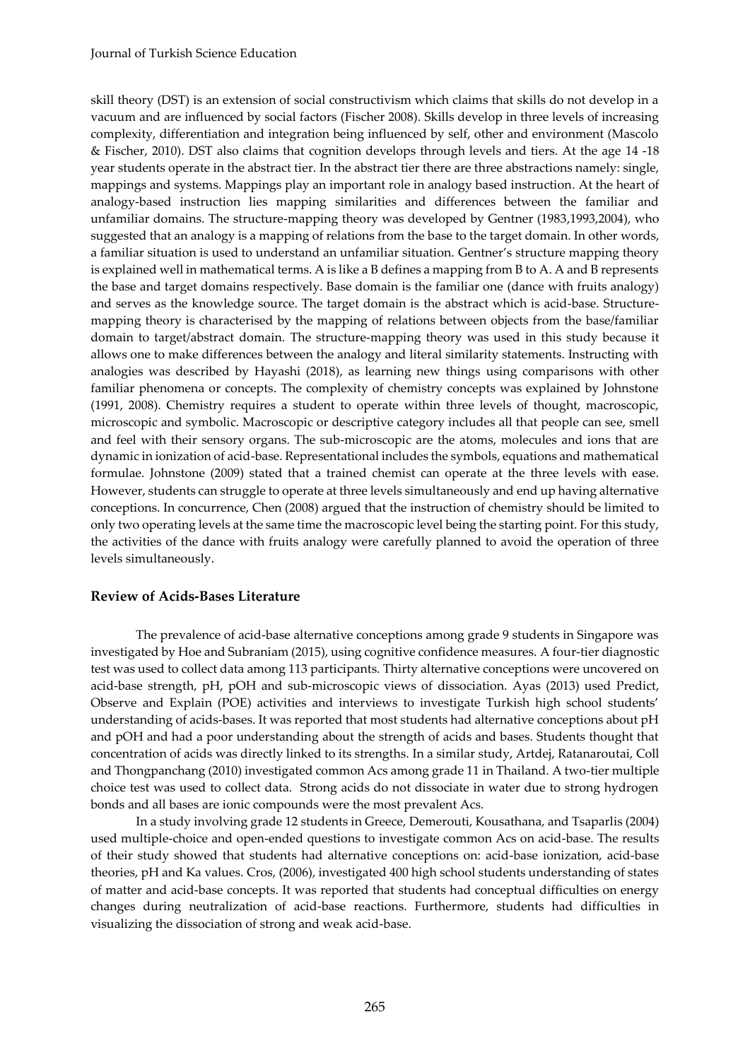skill theory (DST) is an extension of social constructivism which claims that skills do not develop in a vacuum and are influenced by social factors (Fischer 2008). Skills develop in three levels of increasing complexity, differentiation and integration being influenced by self, other and environment (Mascolo & Fischer, 2010). DST also claims that cognition develops through levels and tiers. At the age 14 -18 year students operate in the abstract tier. In the abstract tier there are three abstractions namely: single, mappings and systems. Mappings play an important role in analogy based instruction. At the heart of analogy-based instruction lies mapping similarities and differences between the familiar and unfamiliar domains. The structure-mapping theory was developed by Gentner (1983,1993,2004), who suggested that an analogy is a mapping of relations from the base to the target domain. In other words, a familiar situation is used to understand an unfamiliar situation. Gentner's structure mapping theory is explained well in mathematical terms. A is like a B defines a mapping from B to A. A and B represents the base and target domains respectively. Base domain is the familiar one (dance with fruits analogy) and serves as the knowledge source. The target domain is the abstract which is acid-base. Structure-mapping theory is characterised by the mapping of relations between objects from the base/familiar domain to target/abstract domain. The structure-mapping theory was used in this study because it allows one to make differences between the analogy and literal similarity statements. Instructing with analogies was described by Hayashi (2018), as learning new things using comparisons with other familiar phenomena or concepts. The complexity of chemistry concepts was explained by Johnstone (1991, 2008). Chemistry requires a student to operate within three levels of thought, macroscopic, microscopic and symbolic. Macroscopic or descriptive category includes all that people can see, smell and feel with their sensory organs. The sub-microscopic are the atoms, molecules and ions that are dynamic in ionization of acid-base. Representational includes the symbols, equations and mathematical formulae. Johnstone (2009) stated that a trained chemist can operate at the three levels with ease. However, students can struggle to operate at three levels simultaneously and end up having alternative conceptions. In concurrence, Chen (2008) argued that the instruction of chemistry should be limited to only two operating levels at the same time the macroscopic level being the starting point. For this study, the activities of the dance with fruits analogy were carefully planned to avoid the operation of three levels simultaneously.

## Review of Acids-Bases Literature

The prevalence of acid-base alternative conceptions among grade 9 students in Singapore was investigated by Hoe and Subraniam (2015), using cognitive confidence measures. A four-tier diagnostic test was used to collect data among 113 participants. Thirty alternative conceptions were uncovered on acid-base strength, pH, pOH and sub-microscopic views of dissociation. Ayas (2013) used Predict, Observe and Explain (POE) activities and interviews to investigate Turkish high school students' understanding of acids-bases. It was reported that most students had alternative conceptions about pH and pOH and had a poor understanding about the strength of acids and bases. Students thought that concentration of acids was directly linked to its strengths. In a similar study, Artdej, Ratanaroutai, Coll and Thongpanchang (2010) investigated common Acs among grade 11 in Thailand. A two-tier multiple choice test was used to collect data. Strong acids do not dissociate in water due to strong hydrogen bonds and all bases are ionic compounds were the most prevalent Acs.

In a study involving grade 12 students in Greece, Demerouti, Kousathana, and Tsaparlis (2004) used multiple-choice and open-ended questions to investigate common Acs on acid-base. The results of their study showed that students had alternative conceptions on: acid-base ionization, acid-base theories, pH and Ka values. Cros, (2006), investigated 400 high school students understanding of states of matter and acid-base concepts. It was reported that students had conceptual difficulties on energy changes during neutralization of acid-base reactions. Furthermore, students had difficulties in visualizing the dissociation of strong and weak acid-base.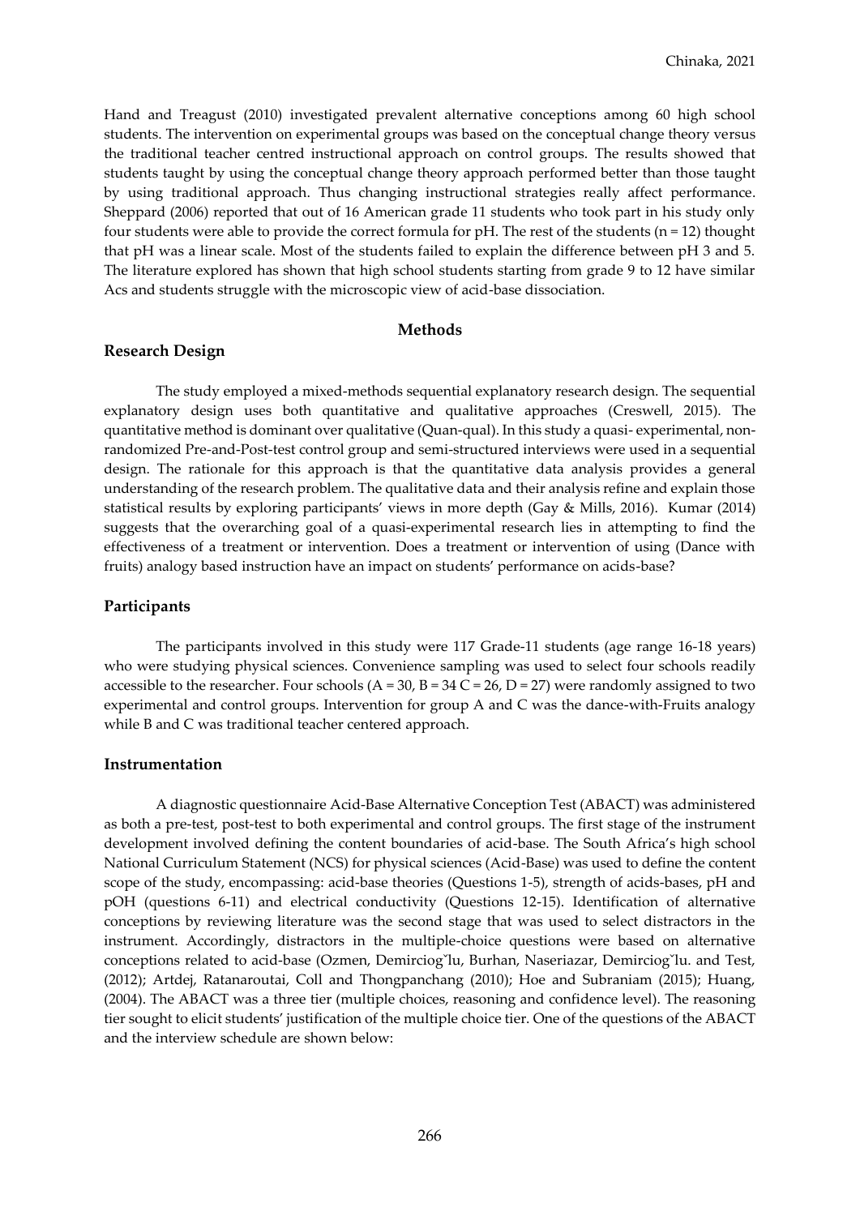Hand and Treagust (2010) investigated prevalent alternative conceptions among 60 high school students. The intervention on experimental groups was based on the conceptual change theory versus the traditional teacher centred instructional approach on control groups. The results showed that students taught by using the conceptual change theory approach performed better than those taught by using traditional approach. Thus changing instructional strategies really affect performance. Sheppard (2006) reported that out of 16 American grade 11 students who took part in his study only four students were able to provide the correct formula for pH. The rest of the students (n = 12) thought that pH was a linear scale. Most of the students failed to explain the difference between pH 3 and 5. The literature explored has shown that high school students starting from grade 9 to 12 have similar Acs and students struggle with the microscopic view of acid-base dissociation.

## Methods

### Research Design

The study employed a mixed-methods sequential explanatory research design. The sequential explanatory design uses both quantitative and qualitative approaches (Creswell, 2015). The quantitative method is dominant over qualitative (Quan-qual). In this study a quasi- experimental, non-randomized Pre-and-Post-test control group and semi-structured interviews were used in a sequential design. The rationale for this approach is that the quantitative data analysis provides a general understanding of the research problem. The qualitative data and their analysis refine and explain those statistical results by exploring participants' views in more depth (Gay & Mills, 2016). Kumar (2014) suggests that the overarching goal of a quasi-experimental research lies in attempting to find the effectiveness of a treatment or intervention. Does a treatment or intervention of using (Dance with fruits) analogy based instruction have an impact on students' performance on acids-base?

### Participants

The participants involved in this study were 117 Grade-11 students (age range 16-18 years) who were studying physical sciences. Convenience sampling was used to select four schools readily accessible to the researcher. Four schools (A = 30, B = 34 C = 26, D = 27) were randomly assigned to two experimental and control groups. Intervention for group A and C was the dance-with-Fruits analogy while B and C was traditional teacher centered approach.

### Instrumentation

A diagnostic questionnaire Acid-Base Alternative Conception Test (ABACT) was administered as both a pre-test, post-test to both experimental and control groups. The first stage of the instrument development involved defining the content boundaries of acid-base. The South Africa's high school National Curriculum Statement (NCS) for physical sciences (Acid-Base) was used to define the content scope of the study, encompassing: acid-base theories (Questions 1-5), strength of acids-bases, pH and pOH (questions 6-11) and electrical conductivity (Questions 12-15). Identification of alternative conceptions by reviewing literature was the second stage that was used to select distractors in the instrument. Accordingly, distractors in the multiple-choice questions were based on alternative conceptions related to acid-base (Ozmen, Demirciog˘lu, Burhan, Naseriazar, Demirciog˘lu. and Test, (2012); Artdej, Ratanaroutai, Coll and Thongpanchang (2010); Hoe and Subraniam (2015); Huang, (2004). The ABACT was a three tier (multiple choices, reasoning and confidence level). The reasoning tier sought to elicit students' justification of the multiple choice tier. One of the questions of the ABACT and the interview schedule are shown below: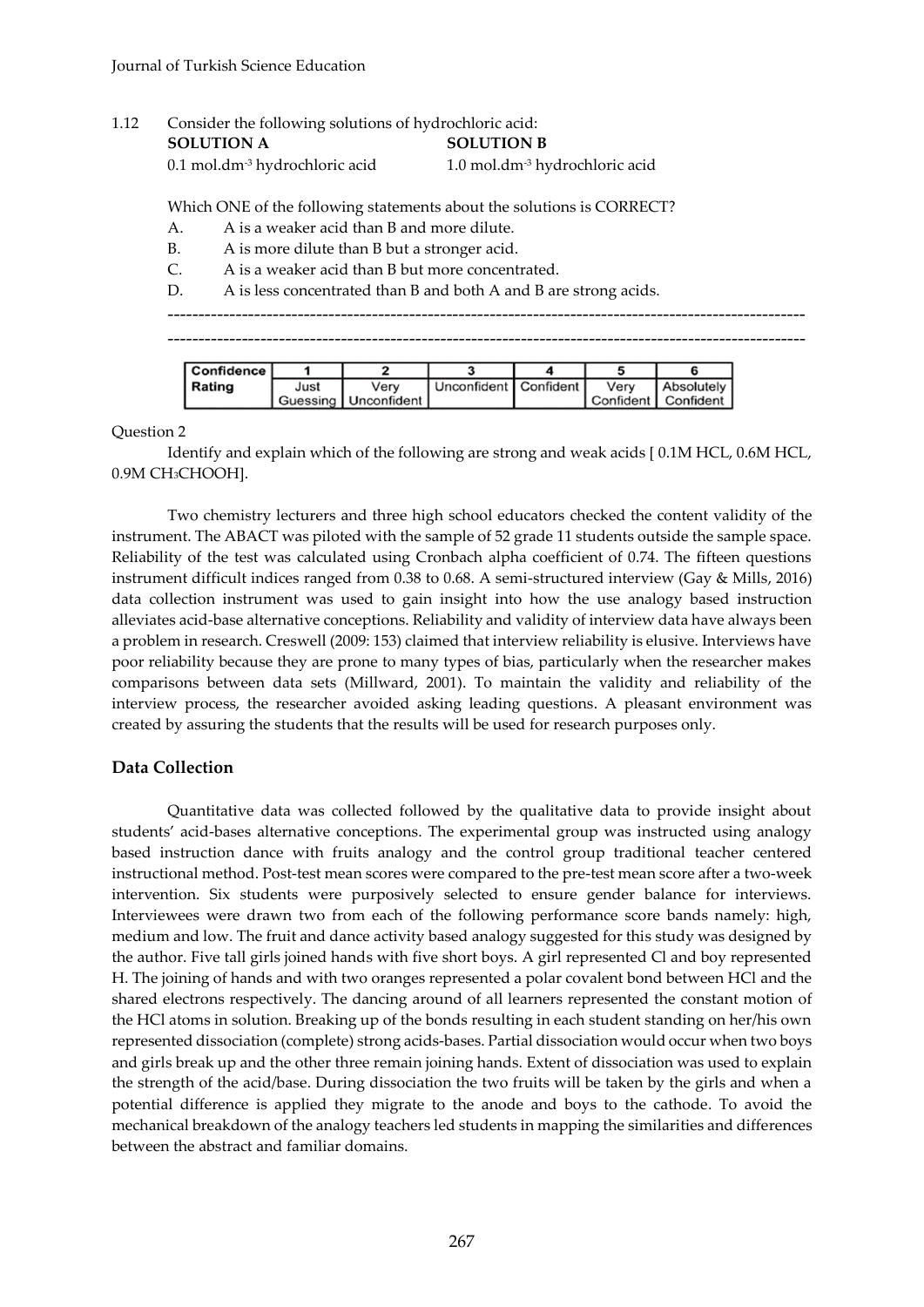1.12 Consider the following solutions of hydrochloric acid:

| **SOLUTION A** | **SOLUTION B** |
|---|---|
| 0.1 mol.dm$^{-3}$ hydrochloric acid | 1.0 mol.dm$^{-3}$ hydrochloric acid |

Which ONE of the following statements about the solutions is CORRECT?

A. A is a weaker acid than B and more dilute.
B. A is more dilute than B but a stronger acid.
C. A is a weaker acid than B but more concentrated.
D. A is less concentrated than B and both A and B are strong acids.

---------------------------------------------------------------------------------------------------------

---------------------------------------------------------------------------------------------------------

| Confidence Rating | 1 | 2 | 3 | 4 | 5 | 6 |
|---|---|---|---|---|---|---|
| | Just Guessing | Very Unconfident | Unconfident | Confident | Very Confident | Absolutely Confident |

Question 2

Identify and explain which of the following are strong and weak acids [ 0.1M HCL, 0.6M HCL, 0.9M $CH_3CHOOH$].

Two chemistry lecturers and three high school educators checked the content validity of the instrument. The ABACT was piloted with the sample of 52 grade 11 students outside the sample space. Reliability of the test was calculated using Cronbach alpha coefficient of 0.74. The fifteen questions instrument difficult indices ranged from 0.38 to 0.68. A semi-structured interview (Gay & Mills, 2016) data collection instrument was used to gain insight into how the use analogy based instruction alleviates acid-base alternative conceptions. Reliability and validity of interview data have always been a problem in research. Creswell (2009: 153) claimed that interview reliability is elusive. Interviews have poor reliability because they are prone to many types of bias, particularly when the researcher makes comparisons between data sets (Millward, 2001). To maintain the validity and reliability of the interview process, the researcher avoided asking leading questions. A pleasant environment was created by assuring the students that the results will be used for research purposes only.

## Data Collection

Quantitative data was collected followed by the qualitative data to provide insight about students' acid-bases alternative conceptions. The experimental group was instructed using analogy based instruction dance with fruits analogy and the control group traditional teacher centered instructional method. Post-test mean scores were compared to the pre-test mean score after a two-week intervention. Six students were purposively selected to ensure gender balance for interviews. Interviewees were drawn two from each of the following performance score bands namely: high, medium and low. The fruit and dance activity based analogy suggested for this study was designed by the author. Five tall girls joined hands with five short boys. A girl represented Cl and boy represented H. The joining of hands and with two oranges represented a polar covalent bond between HCl and the shared electrons respectively. The dancing around of all learners represented the constant motion of the HCl atoms in solution. Breaking up of the bonds resulting in each student standing on her/his own represented dissociation (complete) strong acids-bases. Partial dissociation would occur when two boys and girls break up and the other three remain joining hands. Extent of dissociation was used to explain the strength of the acid/base. During dissociation the two fruits will be taken by the girls and when a potential difference is applied they migrate to the anode and boys to the cathode. To avoid the mechanical breakdown of the analogy teachers led students in mapping the similarities and differences between the abstract and familiar domains.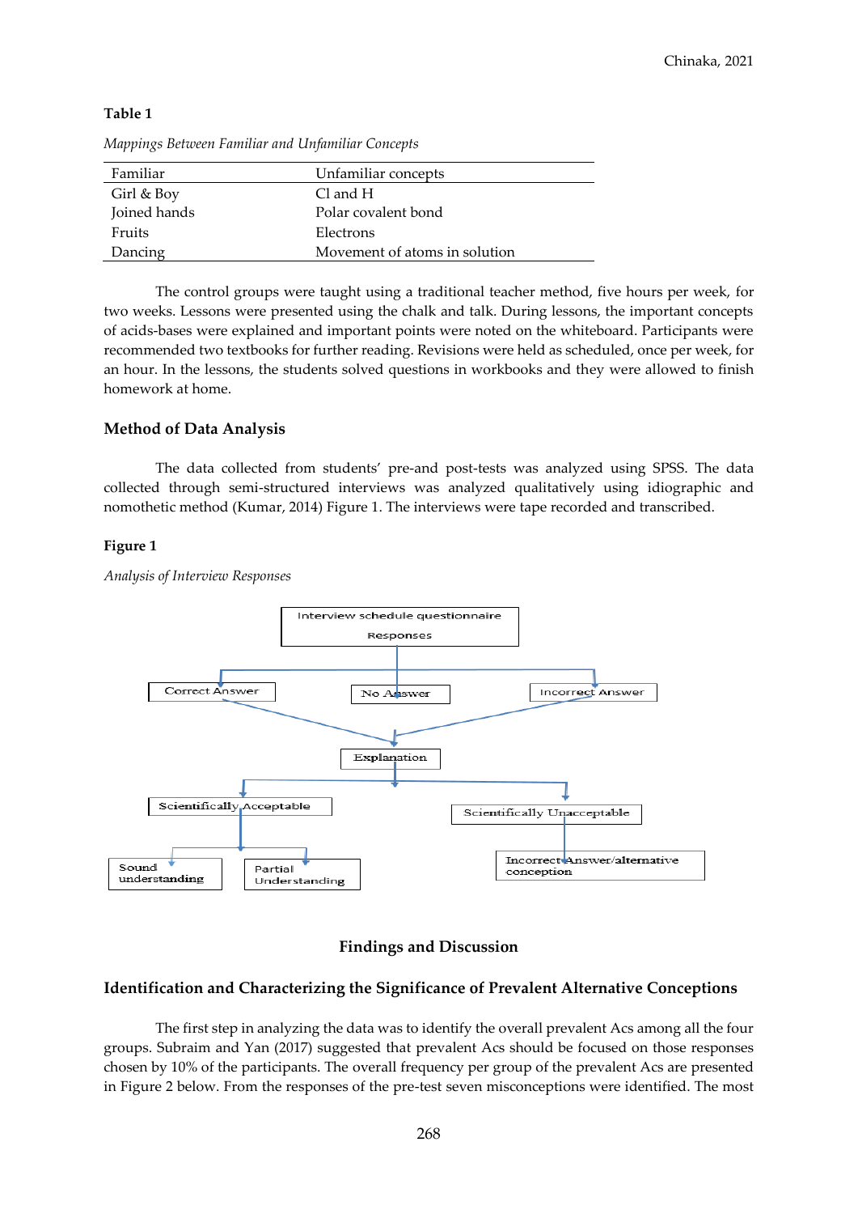**Table 1**

*Mappings Between Familiar and Unfamiliar Concepts*

| Familiar | Unfamiliar concepts |
|---|---|
| Girl & Boy | Cl and H |
| Joined hands | Polar covalent bond |
| Fruits | Electrons |
| Dancing | Movement of atoms in solution |

The control groups were taught using a traditional teacher method, five hours per week, for two weeks. Lessons were presented using the chalk and talk. During lessons, the important concepts of acids-bases were explained and important points were noted on the whiteboard. Participants were recommended two textbooks for further reading. Revisions were held as scheduled, once per week, for an hour. In the lessons, the students solved questions in workbooks and they were allowed to finish homework at home.

## Method of Data Analysis

The data collected from students' pre-and post-tests was analyzed using SPSS. The data collected through semi-structured interviews was analyzed qualitatively using idiographic and nomothetic method (Kumar, 2014) Figure 1. The interviews were tape recorded and transcribed.

**Figure 1**

*Analysis of Interview Responses*

Interview schedule questionnaire Responses

Correct Answer | No Answer | Incorrect Answer

Explanation

Scientifically Acceptable | Scientifically Unacceptable

Sound understanding | Partial Understanding | Incorrect Answer/alternative conception

## Findings and Discussion

### Identification and Characterizing the Significance of Prevalent Alternative Conceptions

The first step in analyzing the data was to identify the overall prevalent Acs among all the four groups. Subraim and Yan (2017) suggested that prevalent Acs should be focused on those responses chosen by 10% of the participants. The overall frequency per group of the prevalent Acs are presented in Figure 2 below. From the responses of the pre-test seven misconceptions were identified. The most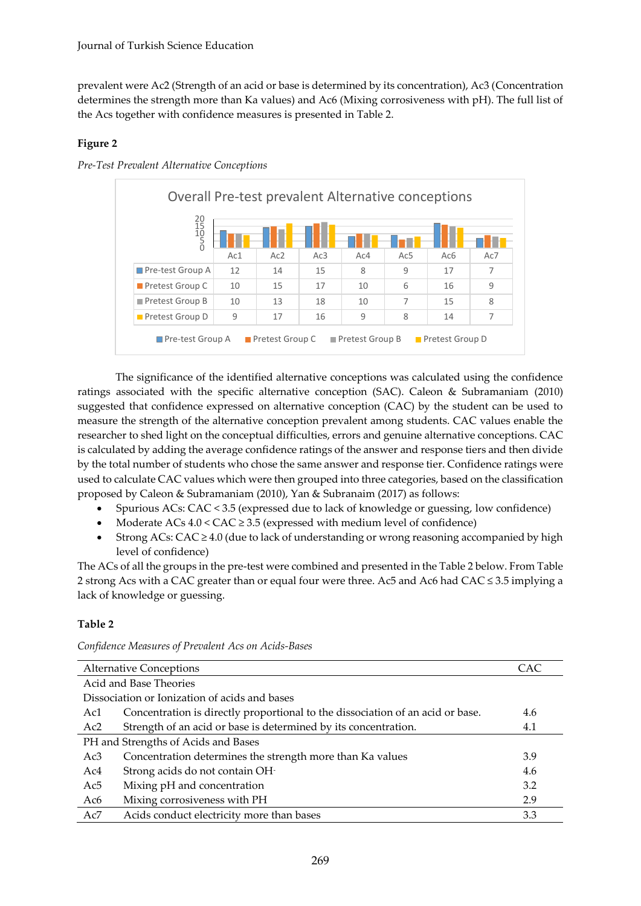prevalent were Ac2 (Strength of an acid or base is determined by its concentration), Ac3 (Concentration determines the strength more than Ka values) and Ac6 (Mixing corrosiveness with pH). The full list of the Acs together with confidence measures is presented in Table 2.

**Figure 2**

*Pre-Test Prevalent Alternative Conceptions*

Overall Pre-test prevalent Alternative conceptions

| | Ac1 | Ac2 | Ac3 | Ac4 | Ac5 | Ac6 | Ac7 |
|---|---|---|---|---|---|---|---|
| Pre-test Group A | 12 | 14 | 15 | 8 | 9 | 17 | 7 |
| Pretest Group C | 10 | 15 | 17 | 10 | 6 | 16 | 9 |
| Pretest Group B | 10 | 13 | 18 | 10 | 7 | 15 | 8 |
| Pretest Group D | 9 | 17 | 16 | 9 | 8 | 14 | 7 |

The significance of the identified alternative conceptions was calculated using the confidence ratings associated with the specific alternative conception (SAC). Caleon & Subramaniam (2010) suggested that confidence expressed on alternative conception (CAC) by the student can be used to measure the strength of the alternative conception prevalent among students. CAC values enable the researcher to shed light on the conceptual difficulties, errors and genuine alternative conceptions. CAC is calculated by adding the average confidence ratings of the answer and response tiers and then divide by the total number of students who chose the same answer and response tier. Confidence ratings were used to calculate CAC values which were then grouped into three categories, based on the classification proposed by Caleon & Subramaniam (2010), Yan & Subranaim (2017) as follows:

- Spurious ACs: CAC < 3.5 (expressed due to lack of knowledge or guessing, low confidence)
- Moderate ACs 4.0 < CAC ≥ 3.5 (expressed with medium level of confidence)
- Strong ACs: CAC ≥ 4.0 (due to lack of understanding or wrong reasoning accompanied by high level of confidence)

The ACs of all the groups in the pre-test were combined and presented in the Table 2 below. From Table 2 strong Acs with a CAC greater than or equal four were three. Ac5 and Ac6 had CAC ≤ 3.5 implying a lack of knowledge or guessing.

**Table 2**

*Confidence Measures of Prevalent Acs on Acids-Bases*

| Alternative Conceptions | | CAC |
|---|---|---|
| Acid and Base Theories | | |
| Dissociation or Ionization of acids and bases | | |
| Ac1 | Concentration is directly proportional to the dissociation of an acid or base. | 4.6 |
| Ac2 | Strength of an acid or base is determined by its concentration. | 4.1 |
| PH and Strengths of Acids and Bases | | |
| Ac3 | Concentration determines the strength more than Ka values | 3.9 |
| Ac4 | Strong acids do not contain $OH^-$ | 4.6 |
| Ac5 | Mixing pH and concentration | 3.2 |
| Ac6 | Mixing corrosiveness with PH | 2.9 |
| Ac7 | Acids conduct electricity more than bases | 3.3 |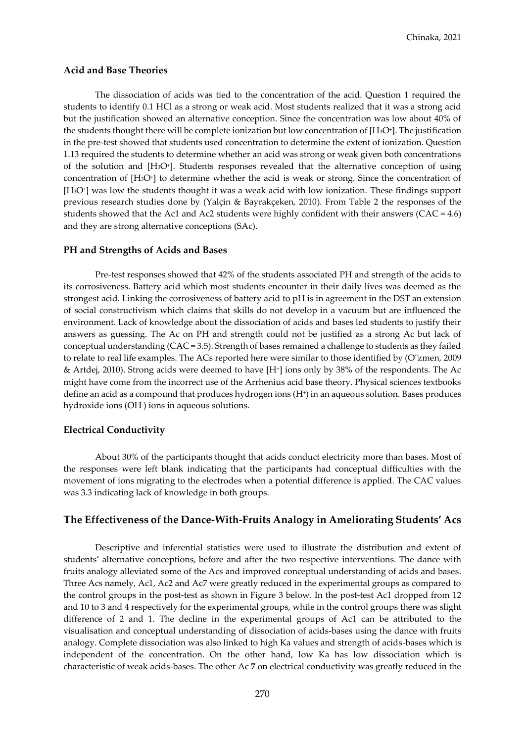#### Acid and Base Theories

The dissociation of acids was tied to the concentration of the acid. Question 1 required the students to identify 0.1 HCl as a strong or weak acid. Most students realized that it was a strong acid but the justification showed an alternative conception. Since the concentration was low about 40% of the students thought there will be complete ionization but low concentration of [$H_3O^+$]. The justification in the pre-test showed that students used concentration to determine the extent of ionization. Question 1.13 required the students to determine whether an acid was strong or weak given both concentrations of the solution and [$H_3O^+$]. Students responses revealed that the alternative conception of using concentration of [$H_3O^+$] to determine whether the acid is weak or strong. Since the concentration of [$H_3O^+$] was low the students thought it was a weak acid with low ionization. These findings support previous research studies done by (Yalçin & Bayrakçeken, 2010). From Table 2 the responses of the students showed that the Ac1 and Ac2 students were highly confident with their answers (CAC = 4.6) and they are strong alternative conceptions (SAc).

#### PH and Strengths of Acids and Bases

Pre-test responses showed that 42% of the students associated PH and strength of the acids to its corrosiveness. Battery acid which most students encounter in their daily lives was deemed as the strongest acid. Linking the corrosiveness of battery acid to pH is in agreement in the DST an extension of social constructivism which claims that skills do not develop in a vacuum but are influenced the environment. Lack of knowledge about the dissociation of acids and bases led students to justify their answers as guessing. The Ac on PH and strength could not be justified as a strong Ac but lack of conceptual understanding (CAC = 3.5). Strength of bases remained a challenge to students as they failed to relate to real life examples. The ACs reported here were similar to those identified by (Ö zmen, 2009 & Artdej, 2010). Strong acids were deemed to have [$H^+$] ions only by 38% of the respondents. The Ac might have come from the incorrect use of the Arrhenius acid base theory. Physical sciences textbooks define an acid as a compound that produces hydrogen ions ($H^+$) in an aqueous solution. Bases produces hydroxide ions ($OH^-$) ions in aqueous solutions.

#### Electrical Conductivity

About 30% of the participants thought that acids conduct electricity more than bases. Most of the responses were left blank indicating that the participants had conceptual difficulties with the movement of ions migrating to the electrodes when a potential difference is applied. The CAC values was 3.3 indicating lack of knowledge in both groups.

### The Effectiveness of the Dance-With-Fruits Analogy in Ameliorating Students' Acs

Descriptive and inferential statistics were used to illustrate the distribution and extent of students' alternative conceptions, before and after the two respective interventions. The dance with fruits analogy alleviated some of the Acs and improved conceptual understanding of acids and bases. Three Acs namely, Ac1, Ac2 and Ac7 were greatly reduced in the experimental groups as compared to the control groups in the post-test as shown in Figure 3 below. In the post-test Ac1 dropped from 12 and 10 to 3 and 4 respectively for the experimental groups, while in the control groups there was slight difference of 2 and 1. The decline in the experimental groups of Ac1 can be attributed to the visualisation and conceptual understanding of dissociation of acids-bases using the dance with fruits analogy. Complete dissociation was also linked to high Ka values and strength of acids-bases which is independent of the concentration. On the other hand, low Ka has low dissociation which is characteristic of weak acids-bases. The other Ac **7** on electrical conductivity was greatly reduced in the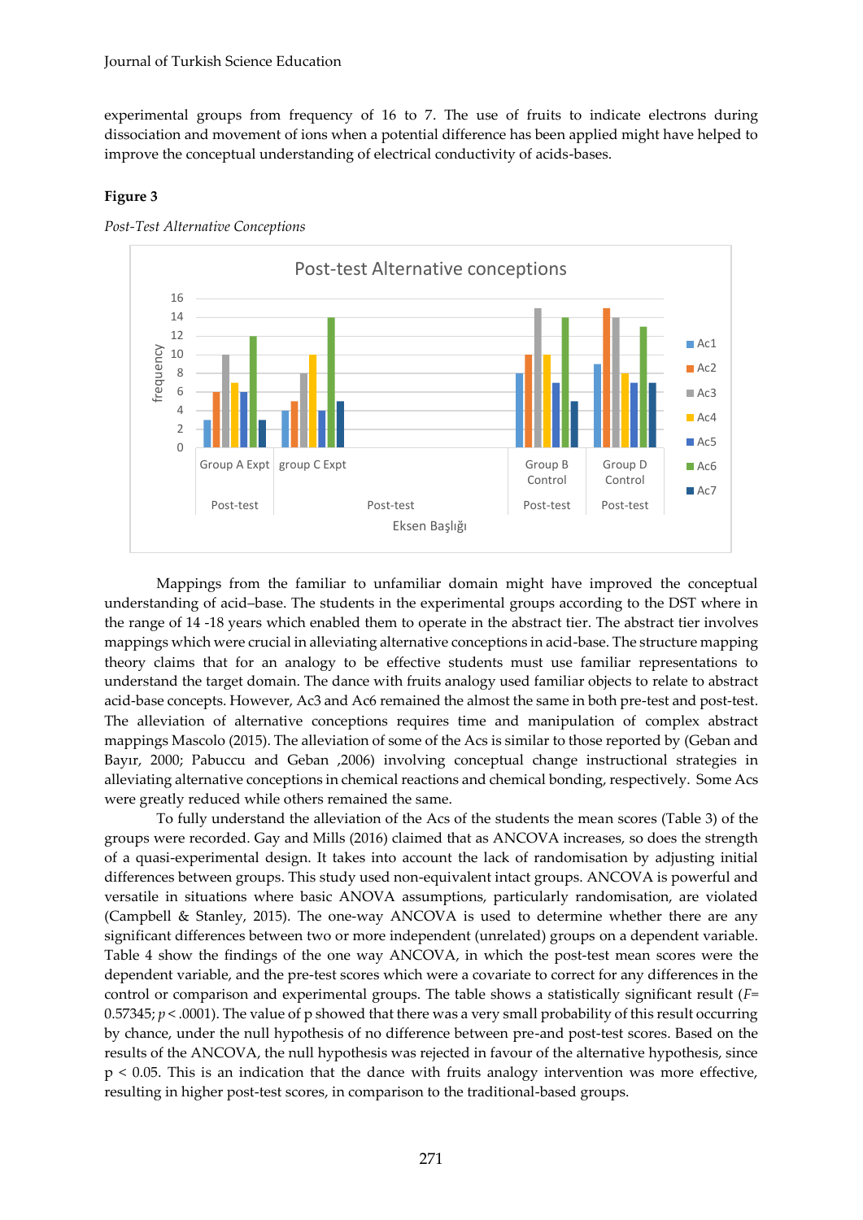experimental groups from frequency of 16 to 7. The use of fruits to indicate electrons during dissociation and movement of ions when a potential difference has been applied might have helped to improve the conceptual understanding of electrical conductivity of acids-bases.

**Figure 3**

*Post-Test Alternative Conceptions*

Mappings from the familiar to unfamiliar domain might have improved the conceptual understanding of acid–base. The students in the experimental groups according to the DST where in the range of 14 -18 years which enabled them to operate in the abstract tier. The abstract tier involves mappings which were crucial in alleviating alternative conceptions in acid-base. The structure mapping theory claims that for an analogy to be effective students must use familiar representations to understand the target domain. The dance with fruits analogy used familiar objects to relate to abstract acid-base concepts. However, Ac3 and Ac6 remained the almost the same in both pre-test and post-test. The alleviation of alternative conceptions requires time and manipulation of complex abstract mappings Mascolo (2015). The alleviation of some of the Acs is similar to those reported by (Geban and Bayır, 2000; Pabuccu and Geban ,2006) involving conceptual change instructional strategies in alleviating alternative conceptions in chemical reactions and chemical bonding, respectively. Some Acs were greatly reduced while others remained the same.

To fully understand the alleviation of the Acs of the students the mean scores (Table 3) of the groups were recorded. Gay and Mills (2016) claimed that as ANCOVA increases, so does the strength of a quasi-experimental design. It takes into account the lack of randomisation by adjusting initial differences between groups. This study used non-equivalent intact groups. ANCOVA is powerful and versatile in situations where basic ANOVA assumptions, particularly randomisation, are violated (Campbell & Stanley, 2015). The one-way ANCOVA is used to determine whether there are any significant differences between two or more independent (unrelated) groups on a dependent variable. Table 4 show the findings of the one way ANCOVA, in which the post-test mean scores were the dependent variable, and the pre-test scores which were a covariate to correct for any differences in the control or comparison and experimental groups. The table shows a statistically significant result ($F$= 0.57345; $p < .0001$). The value of p showed that there was a very small probability of this result occurring by chance, under the null hypothesis of no difference between pre-and post-test scores. Based on the results of the ANCOVA, the null hypothesis was rejected in favour of the alternative hypothesis, since $p < 0.05$. This is an indication that the dance with fruits analogy intervention was more effective, resulting in higher post-test scores, in comparison to the traditional-based groups.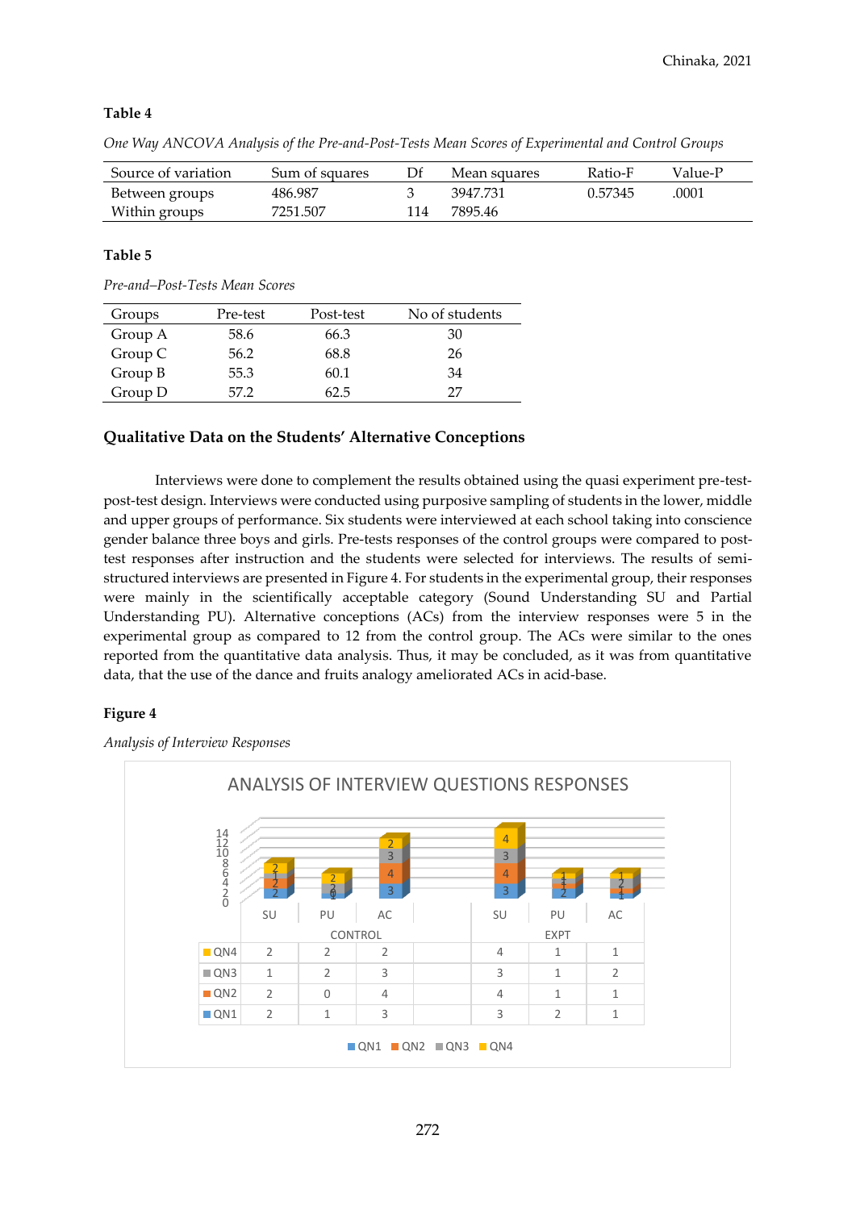**Table 4**

*One Way ANCOVA Analysis of the Pre-and-Post-Tests Mean Scores of Experimental and Control Groups*

| Source of variation | Sum of squares | Df | Mean squares | Ratio-F | Value-P |
|---|---|---|---|---|---|
| Between groups | 486.987 | 3 | 3947.731 | 0.57345 | .0001 |
| Within groups | 7251.507 | 114 | 7895.46 | | |

**Table 5**

*Pre-and–Post-Tests Mean Scores*

| Groups | Pre-test | Post-test | No of students |
|---|---|---|---|
| Group A | 58.6 | 66.3 | 30 |
| Group C | 56.2 | 68.8 | 26 |
| Group B | 55.3 | 60.1 | 34 |
| Group D | 57.2 | 62.5 | 27 |

## Qualitative Data on the Students' Alternative Conceptions

Interviews were done to complement the results obtained using the quasi experiment pre-test-post-test design. Interviews were conducted using purposive sampling of students in the lower, middle and upper groups of performance. Six students were interviewed at each school taking into conscience gender balance three boys and girls. Pre-tests responses of the control groups were compared to post-test responses after instruction and the students were selected for interviews. The results of semi-structured interviews are presented in Figure 4. For students in the experimental group, their responses were mainly in the scientifically acceptable category (Sound Understanding SU and Partial Understanding PU). Alternative conceptions (ACs) from the interview responses were 5 in the experimental group as compared to 12 from the control group. The ACs were similar to the ones reported from the quantitative data analysis. Thus, it may be concluded, as it was from quantitative data, that the use of the dance and fruits analogy ameliorated ACs in acid-base.

**Figure 4**

*Analysis of Interview Responses*

ANALYSIS OF INTERVIEW QUESTIONS RESPONSES

| | CONTROL SU | CONTROL PU | CONTROL AC | EXPT SU | EXPT PU | EXPT AC |
|---|---|---|---|---|---|---|
| QN4 | 2 | 2 | 2 | 4 | 1 | 1 |
| QN3 | 1 | 2 | 3 | 3 | 1 | 2 |
| QN2 | 2 | 0 | 4 | 4 | 1 | 1 |
| QN1 | 2 | 1 | 3 | 3 | 2 | 1 |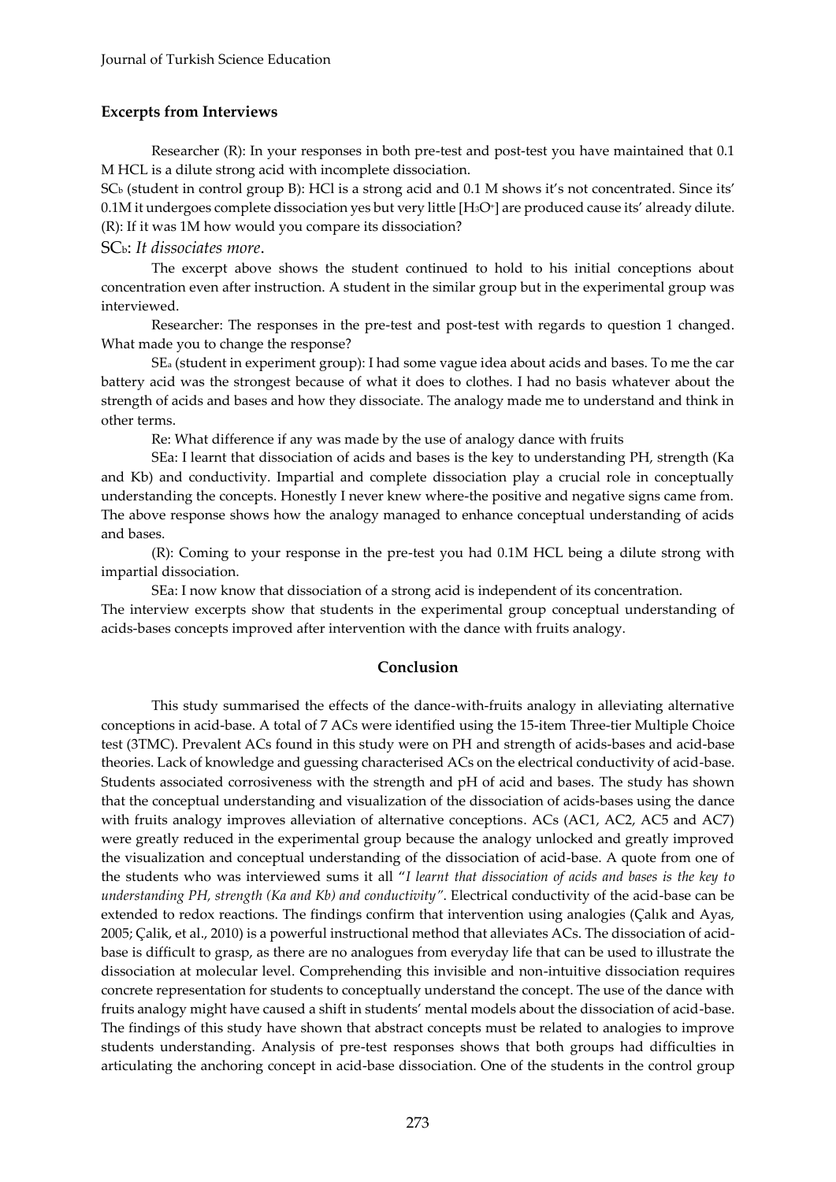### Excerpts from Interviews

Researcher (R): In your responses in both pre-test and post-test you have maintained that 0.1 M HCL is a dilute strong acid with incomplete dissociation.

$SC_b$ (student in control group B): HCl is a strong acid and 0.1 M shows it's not concentrated. Since its' 0.1M it undergoes complete dissociation yes but very little [$H_3O^+$] are produced cause its' already dilute.

(R): If it was 1M how would you compare its dissociation?

$SC_b$: *It dissociates more*.

The excerpt above shows the student continued to hold to his initial conceptions about concentration even after instruction. A student in the similar group but in the experimental group was interviewed.

Researcher: The responses in the pre-test and post-test with regards to question 1 changed. What made you to change the response?

$SE_a$ (student in experiment group): I had some vague idea about acids and bases. To me the car battery acid was the strongest because of what it does to clothes. I had no basis whatever about the strength of acids and bases and how they dissociate. The analogy made me to understand and think in other terms.

Re: What difference if any was made by the use of analogy dance with fruits

SEa: I learnt that dissociation of acids and bases is the key to understanding PH, strength (Ka and Kb) and conductivity. Impartial and complete dissociation play a crucial role in conceptually understanding the concepts. Honestly I never knew where-the positive and negative signs came from. The above response shows how the analogy managed to enhance conceptual understanding of acids and bases.

(R): Coming to your response in the pre-test you had 0.1M HCL being a dilute strong with impartial dissociation.

SEa: I now know that dissociation of a strong acid is independent of its concentration.

The interview excerpts show that students in the experimental group conceptual understanding of acids-bases concepts improved after intervention with the dance with fruits analogy.

## Conclusion

This study summarised the effects of the dance-with-fruits analogy in alleviating alternative conceptions in acid-base. A total of 7 ACs were identified using the 15-item Three-tier Multiple Choice test (3TMC). Prevalent ACs found in this study were on PH and strength of acids-bases and acid-base theories. Lack of knowledge and guessing characterised ACs on the electrical conductivity of acid-base. Students associated corrosiveness with the strength and pH of acid and bases. The study has shown that the conceptual understanding and visualization of the dissociation of acids-bases using the dance with fruits analogy improves alleviation of alternative conceptions. ACs (AC1, AC2, AC5 and AC7) were greatly reduced in the experimental group because the analogy unlocked and greatly improved the visualization and conceptual understanding of the dissociation of acid-base. A quote from one of the students who was interviewed sums it all "*I learnt that dissociation of acids and bases is the key to understanding PH, strength (Ka and Kb) and conductivity"*. Electrical conductivity of the acid-base can be extended to redox reactions. The findings confirm that intervention using analogies (Çalık and Ayas, 2005; Çalik, et al., 2010) is a powerful instructional method that alleviates ACs. The dissociation of acid-base is difficult to grasp, as there are no analogues from everyday life that can be used to illustrate the dissociation at molecular level. Comprehending this invisible and non-intuitive dissociation requires concrete representation for students to conceptually understand the concept. The use of the dance with fruits analogy might have caused a shift in students' mental models about the dissociation of acid-base. The findings of this study have shown that abstract concepts must be related to analogies to improve students understanding. Analysis of pre-test responses shows that both groups had difficulties in articulating the anchoring concept in acid-base dissociation. One of the students in the control group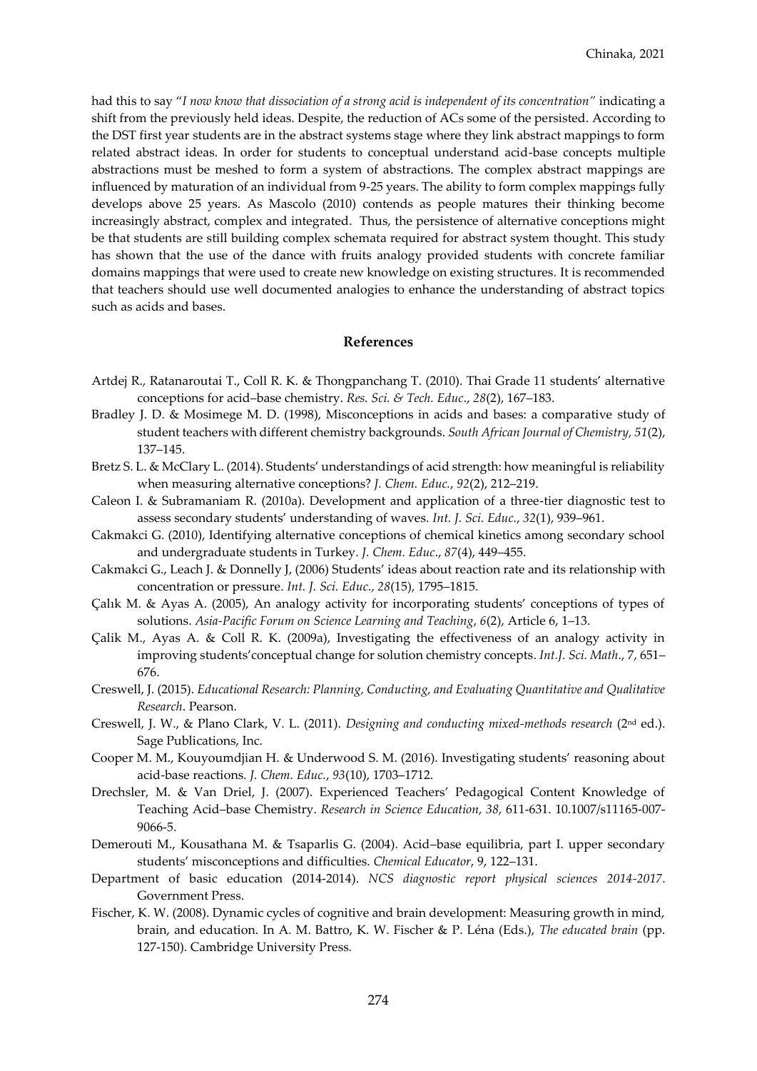had this to say "*I now know that dissociation of a strong acid is independent of its concentration"* indicating a shift from the previously held ideas. Despite, the reduction of ACs some of the persisted. According to the DST first year students are in the abstract systems stage where they link abstract mappings to form related abstract ideas. In order for students to conceptual understand acid-base concepts multiple abstractions must be meshed to form a system of abstractions. The complex abstract mappings are influenced by maturation of an individual from 9-25 years. The ability to form complex mappings fully develops above 25 years. As Mascolo (2010) contends as people matures their thinking become increasingly abstract, complex and integrated. Thus, the persistence of alternative conceptions might be that students are still building complex schemata required for abstract system thought. This study has shown that the use of the dance with fruits analogy provided students with concrete familiar domains mappings that were used to create new knowledge on existing structures. It is recommended that teachers should use well documented analogies to enhance the understanding of abstract topics such as acids and bases.

## References

Artdej R., Ratanaroutai T., Coll R. K. & Thongpanchang T. (2010). Thai Grade 11 students' alternative conceptions for acid–base chemistry. *Res. Sci. & Tech. Educ*., *28*(2), 167–183.

Bradley J. D. & Mosimege M. D. (1998), Misconceptions in acids and bases: a comparative study of student teachers with different chemistry backgrounds. *South African Journal of Chemistry*, *51*(2), 137–145.

Bretz S. L. & McClary L. (2014). Students' understandings of acid strength: how meaningful is reliability when measuring alternative conceptions? *J. Chem. Educ.*, *92*(2), 212–219.

Caleon I. & Subramaniam R. (2010a). Development and application of a three-tier diagnostic test to assess secondary students' understanding of waves. *Int. J. Sci. Educ.*, *32*(1), 939–961.

Cakmakci G. (2010), Identifying alternative conceptions of chemical kinetics among secondary school and undergraduate students in Turkey. *J. Chem. Educ*., *87*(4), 449–455.

Cakmakci G., Leach J. & Donnelly J, (2006) Students' ideas about reaction rate and its relationship with concentration or pressure. *Int. J. Sci. Educ*., *28*(15), 1795–1815.

Çalık M. & Ayas A. (2005), An analogy activity for incorporating students' conceptions of types of solutions. *Asia-Pacific Forum on Science Learning and Teaching*, *6*(2), Article 6, 1–13.

Çalik M., Ayas A. & Coll R. K. (2009a), Investigating the effectiveness of an analogy activity in improving students'conceptual change for solution chemistry concepts. *Int.J. Sci. Math*., 7, 651–676.

Creswell, J. (2015). *Educational Research: Planning, Conducting, and Evaluating Quantitative and Qualitative Research*. Pearson.

Creswell, J. W., & Plano Clark, V. L. (2011). *Designing and conducting mixed-methods research* (2nd ed.). Sage Publications, Inc.

Cooper M. M., Kouyoumdjian H. & Underwood S. M. (2016). Investigating students' reasoning about acid-base reactions*. J. Chem. Educ.*, *93*(10), 1703–1712.

Drechsler, M. & Van Driel, J. (2007). Experienced Teachers' Pedagogical Content Knowledge of Teaching Acid–base Chemistry. *Research in Science Education*, *38*, 611-631. 10.1007/s11165-007-9066-5.

Demerouti M., Kousathana M. & Tsaparlis G. (2004). Acid–base equilibria, part I. upper secondary students' misconceptions and difficulties. *Chemical Educator*, 9, 122–131.

Department of basic education (2014-2014). *NCS diagnostic report physical sciences 2014-2017*. Government Press.

Fischer, K. W. (2008). Dynamic cycles of cognitive and brain development: Measuring growth in mind, brain, and education. In A. M. Battro, K. W. Fischer & P. Léna (Eds.), *The educated brain* (pp. 127-150). Cambridge University Press.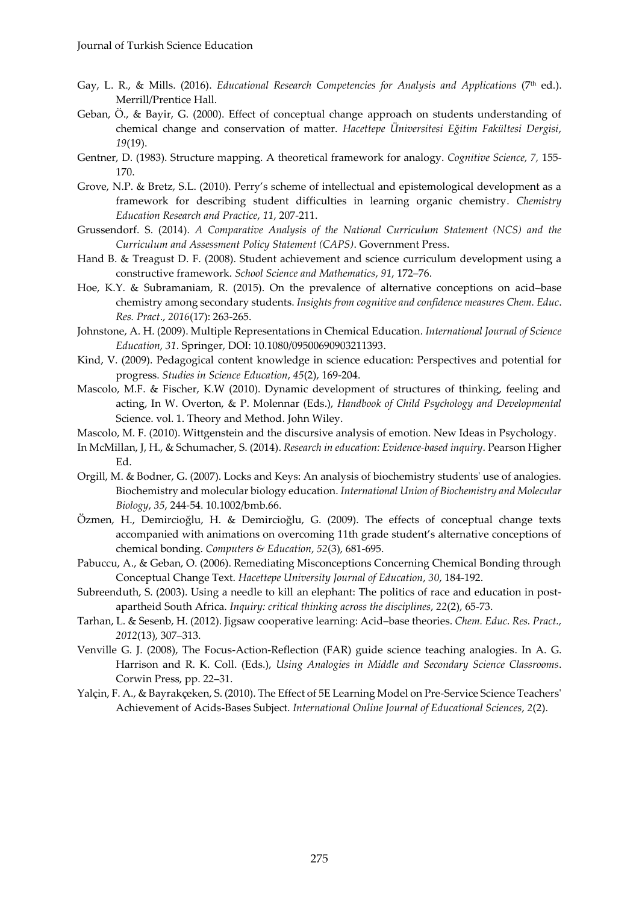Gay, L. R., & Mills. (2016). *Educational Research Competencies for Analysis and Applications* (7th ed.). Merrill/Prentice Hall.

Geban, Ö., & Bayir, G. (2000). Effect of conceptual change approach on students understanding of chemical change and conservation of matter. *Hacettepe Üniversitesi Eğitim Fakültesi Dergisi*, *19*(19).

Gentner, D. (1983). Structure mapping. A theoretical framework for analogy. *Cognitive Science, 7*, 155-170.

Grove, N.P. & Bretz, S.L. (2010). Perry's scheme of intellectual and epistemological development as a framework for describing student difficulties in learning organic chemistry. *Chemistry Education Research and Practice*, *11*, 207-211.

Grussendorf. S. (2014). *A Comparative Analysis of the National Curriculum Statement (NCS) and the Curriculum and Assessment Policy Statement (CAPS)*. Government Press.

Hand B. & Treagust D. F. (2008). Student achievement and science curriculum development using a constructive framework. *School Science and Mathematics*, *91*, 172–76.

Hoe, K.Y. & Subramaniam, R. (2015). On the prevalence of alternative conceptions on acid–base chemistry among secondary students. *Insights from cognitive and confidence measures Chem. Educ*. *Res. Pract*., *2016*(17): 263-265.

Johnstone, A. H. (2009). Multiple Representations in Chemical Education. *International Journal of Science Education*, *31*. Springer, DOI: 10.1080/09500690903211393.

Kind, V. (2009). Pedagogical content knowledge in science education: Perspectives and potential for progress. *Studies in Science Education*, *45*(2), 169-204.

Mascolo, M.F. & Fischer, K.W (2010). Dynamic development of structures of thinking, feeling and acting, In W. Overton, & P. Molennar (Eds.), *Handbook of Child Psychology and Developmental* Science. vol. 1. Theory and Method. John Wiley.

Mascolo, M. F. (2010). Wittgenstein and the discursive analysis of emotion. New Ideas in Psychology.

In McMillan, J, H., & Schumacher, S. (2014). *Research in education: Evidence-based inquiry*. Pearson Higher Ed.

Orgill, M. & Bodner, G. (2007). Locks and Keys: An analysis of biochemistry students' use of analogies. Biochemistry and molecular biology education. *International Union of Biochemistry and Molecular Biology*, *35*, 244-54. 10.1002/bmb.66.

Özmen, H., Demircioğlu, H. & Demircioğlu, G. (2009). The effects of conceptual change texts accompanied with animations on overcoming 11th grade student's alternative conceptions of chemical bonding. *Computers & Education*, *52*(3), 681-695.

Pabuccu, A., & Geban, O. (2006). Remediating Misconceptions Concerning Chemical Bonding through Conceptual Change Text. *Hacettepe University Journal of Education*, *30*, 184-192.

Subreenduth, S. (2003). Using a needle to kill an elephant: The politics of race and education in post-apartheid South Africa. *Inquiry: critical thinking across the disciplines*, *22*(2), 65-73.

Tarhan, L. & Sesenb, H. (2012). Jigsaw cooperative learning: Acid–base theories. *Chem. Educ. Res. Pract., 2012*(13), 307–313.

Venville G. J. (2008), The Focus-Action-Reflection (FAR) guide science teaching analogies. In A. G. Harrison and R. K. Coll. (Eds.), *Using Analogies in Middle and Secondary Science Classrooms*. Corwin Press, pp. 22–31.

Yalçin, F. A., & Bayrakçeken, S. (2010). The Effect of 5E Learning Model on Pre-Service Science Teachers' Achievement of Acids-Bases Subject. *International Online Journal of Educational Sciences*, *2*(2).